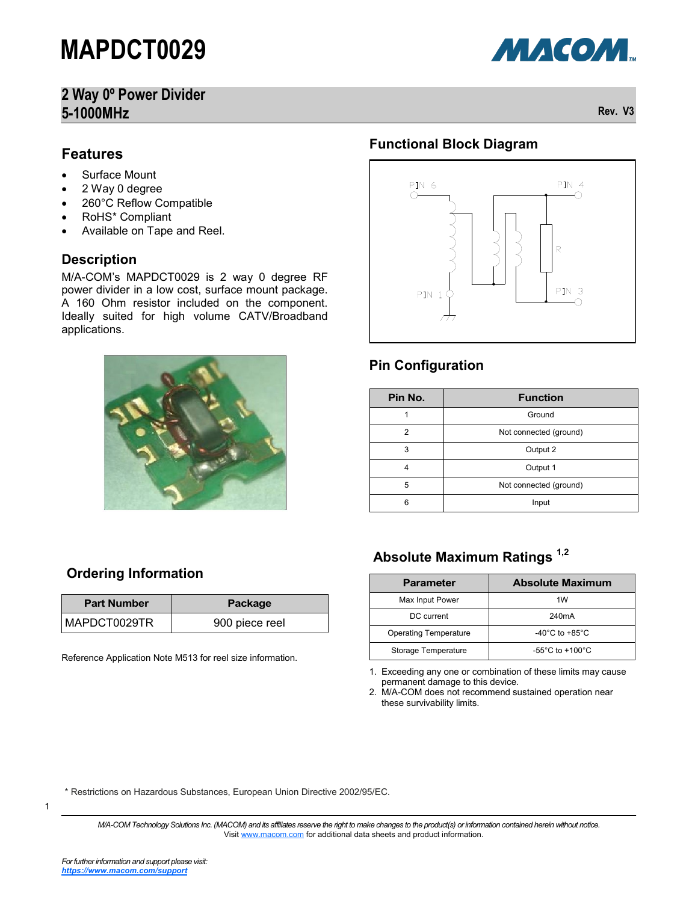# MAPDCT0029

## 2 Way 0º Power Divider
## 5-1000MHz

Rev. V3

## Features

- Surface Mount
- 2 Way 0 degree
- 260°C Reflow Compatible
- RoHS* Compliant
- Available on Tape and Reel.

## Description

M/A-COM's MAPDCT0029 is 2 way 0 degree RF power divider in a low cost, surface mount package. A 160 Ohm resistor included on the component. Ideally suited for high volume CATV/Broadband applications.

## Functional Block Diagram

## Pin Configuration

| Pin No. | Function |
|---|---|
| 1 | Ground |
| 2 | Not connected (ground) |
| 3 | Output 2 |
| 4 | Output 1 |
| 5 | Not connected (ground) |
| 6 | Input |

## Ordering Information

| Part Number | Package |
|---|---|
| MAPDCT0029TR | 900 piece reel |

Reference Application Note M513 for reel size information.

## Absolute Maximum Ratings [1,2]

| Parameter | Absolute Maximum |
|---|---|
| Max Input Power | 1W |
| DC current | 240mA |
| Operating Temperature | -40°C to +85°C |
| Storage Temperature | -55°C to +100°C |

1. Exceeding any one or combination of these limits may cause permanent damage to this device.
2. M/A-COM does not recommend sustained operation near these survivability limits.

\* Restrictions on Hazardous Substances, European Union Directive 2002/95/EC.

*M/A-COM Technology Solutions Inc. (MACOM) and its affiliates reserve the right to make changes to the product(s) or information contained herein without notice.*
Visit www.macom.com for additional data sheets and product information.

*For further information and support please visit:*
***https://www.macom.com/support***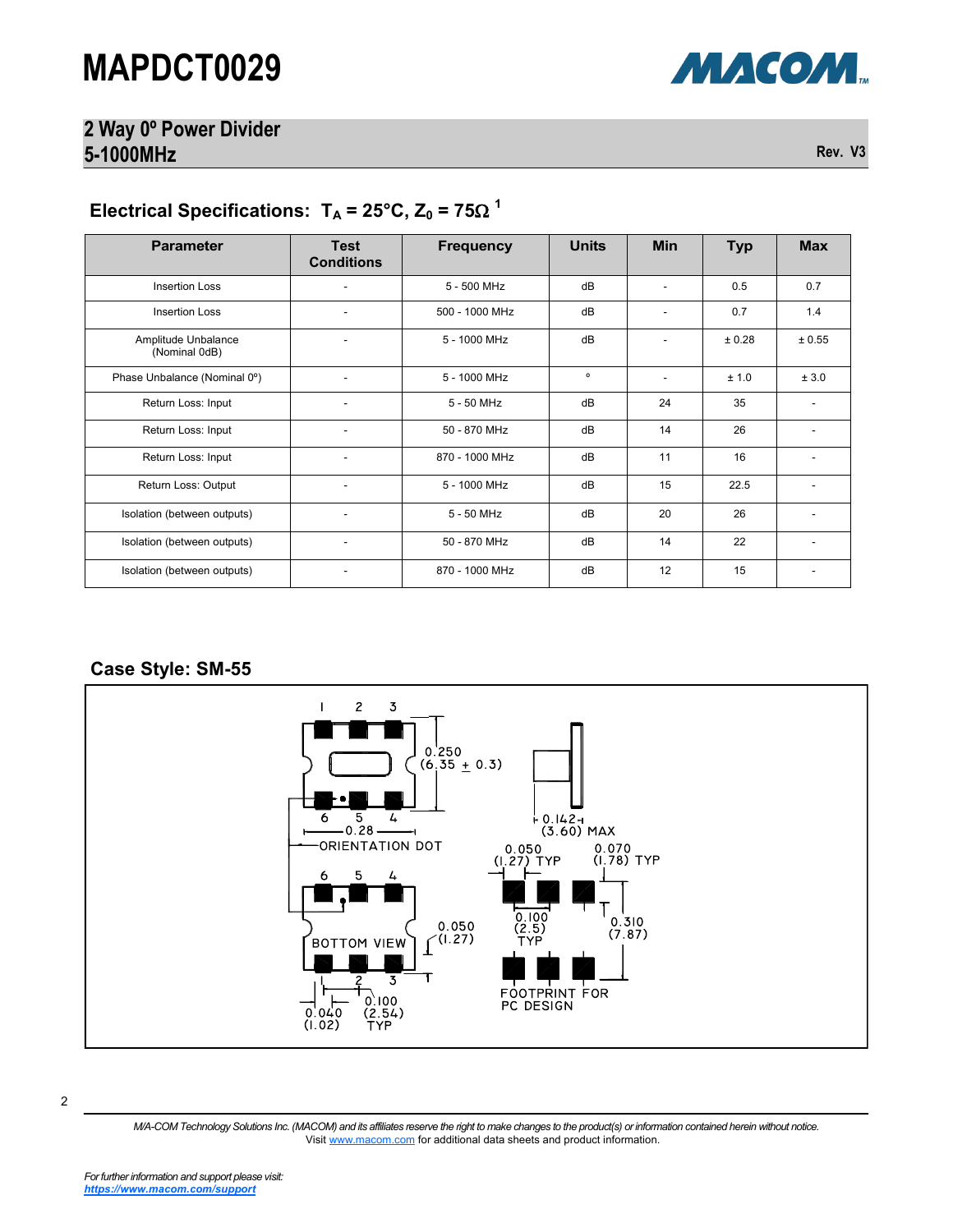# MAPDCT0029

## 2 Way 0º Power Divider
## 5-1000MHz

Rev. V3

### Electrical Specifications: $T_A$ = 25°C, $Z_0$ = 75Ω [1]

| Parameter | Test Conditions | Frequency | Units | Min | Typ | Max |
|---|---|---|---|---|---|---|
| Insertion Loss | - | 5 - 500 MHz | dB | - | 0.5 | 0.7 |
| Insertion Loss | - | 500 - 1000 MHz | dB | - | 0.7 | 1.4 |
| Amplitude Unbalance (Nominal 0dB) | - | 5 - 1000 MHz | dB | - | ± 0.28 | ± 0.55 |
| Phase Unbalance (Nominal 0º) | - | 5 - 1000 MHz | º | - | ± 1.0 | ± 3.0 |
| Return Loss: Input | - | 5 - 50 MHz | dB | 24 | 35 | - |
| Return Loss: Input | - | 50 - 870 MHz | dB | 14 | 26 | - |
| Return Loss: Input | - | 870 - 1000 MHz | dB | 11 | 16 | - |
| Return Loss: Output | - | 5 - 1000 MHz | dB | 15 | 22.5 | - |
| Isolation (between outputs) | - | 5 - 50 MHz | dB | 20 | 26 | - |
| Isolation (between outputs) | - | 50 - 870 MHz | dB | 14 | 22 | - |
| Isolation (between outputs) | - | 870 - 1000 MHz | dB | 12 | 15 | - |

### Case Style: SM-55

1 2 3

0.250 (6.35 ± 0.3)

6 5 4

0.28

ORIENTATION DOT

0.142 (3.60) MAX

0.050 (1.27) TYP

0.070 (1.78) TYP

6 5 4

0.100 (2.5) TYP

0.310 (7.87)

0.050 (1.27)

BOTTOM VIEW

1 2 3

0.040 (1.02)

0.100 (2.54) TYP

FOOTPRINT FOR PC DESIGN

*M/A-COM Technology Solutions Inc. (MACOM) and its affiliates reserve the right to make changes to the product(s) or information contained herein without notice.*
Visit www.macom.com for additional data sheets and product information.

*For further information and support please visit:*
***https://www.macom.com/support***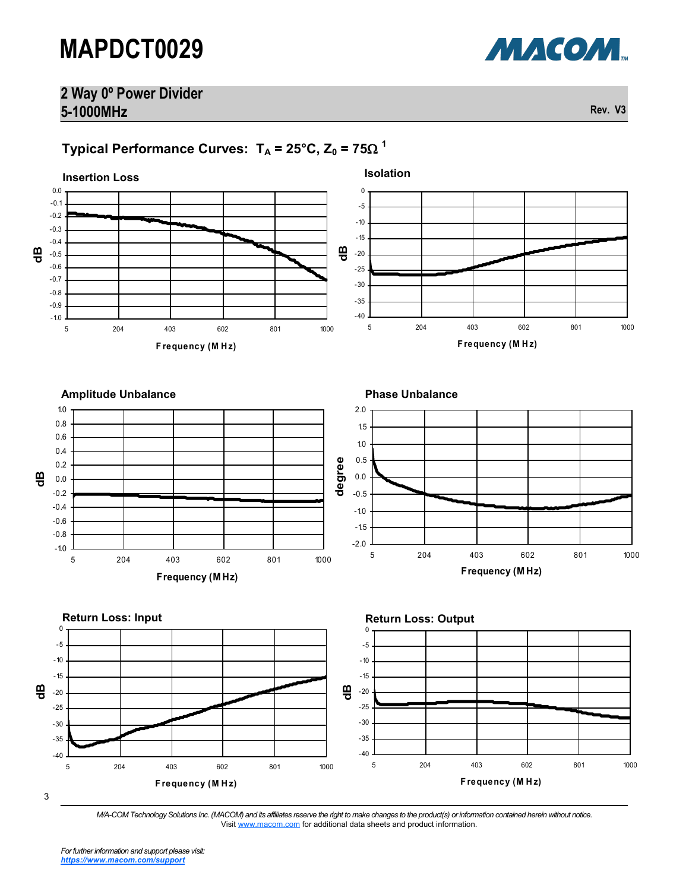## Typical Performance Curves: $T_A = 25°C, Z_0 = 75\Omega$ [1]

**Insertion Loss**

dB

0.0, -0.1, -0.2, -0.3, -0.4, -0.5, -0.6, -0.7, -0.8, -0.9, -1.0

5, 204, 403, 602, 801, 1000

Frequency (MHz)

**Isolation**

dB

0, -5, -10, -15, -20, -25, -30, -35, -40

5, 204, 403, 602, 801, 1000

Frequency (MHz)

**Amplitude Unbalance**

dB

1.0, 0.8, 0.6, 0.4, 0.2, 0.0, -0.2, -0.4, -0.6, -0.8, -1.0

5, 204, 403, 602, 801, 1000

Frequency (MHz)

**Phase Unbalance**

degree

2.0, 1.5, 1.0, 0.5, 0.0, -0.5, -1.0, -1.5, -2.0

5, 204, 403, 602, 801, 1000

Frequency (MHz)

**Return Loss: Input**

dB

0, -5, -10, -15, -20, -25, -30, -35, -40

5, 204, 403, 602, 801, 1000

Frequency (MHz)

**Return Loss: Output**

dB

0, -5, -10, -15, -20, -25, -30, -35, -40

5, 204, 403, 602, 801, 1000

Frequency (MHz)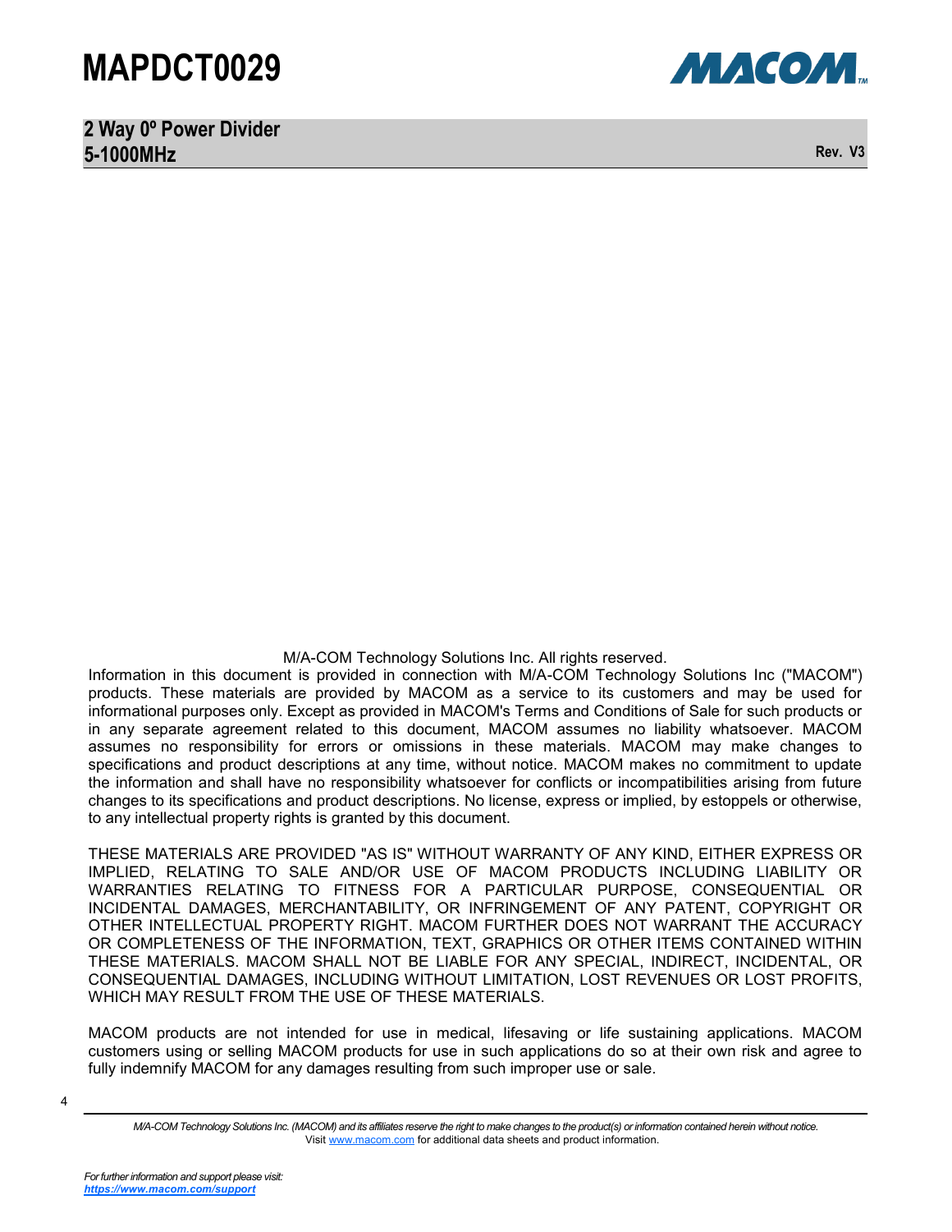M/A-COM Technology Solutions Inc. All rights reserved.

Information in this document is provided in connection with M/A-COM Technology Solutions Inc ("MACOM") products. These materials are provided by MACOM as a service to its customers and may be used for informational purposes only. Except as provided in MACOM's Terms and Conditions of Sale for such products or in any separate agreement related to this document, MACOM assumes no liability whatsoever. MACOM assumes no responsibility for errors or omissions in these materials. MACOM may make changes to specifications and product descriptions at any time, without notice. MACOM makes no commitment to update the information and shall have no responsibility whatsoever for conflicts or incompatibilities arising from future changes to its specifications and product descriptions. No license, express or implied, by estoppels or otherwise, to any intellectual property rights is granted by this document.

THESE MATERIALS ARE PROVIDED "AS IS" WITHOUT WARRANTY OF ANY KIND, EITHER EXPRESS OR IMPLIED, RELATING TO SALE AND/OR USE OF MACOM PRODUCTS INCLUDING LIABILITY OR WARRANTIES RELATING TO FITNESS FOR A PARTICULAR PURPOSE, CONSEQUENTIAL OR INCIDENTAL DAMAGES, MERCHANTABILITY, OR INFRINGEMENT OF ANY PATENT, COPYRIGHT OR OTHER INTELLECTUAL PROPERTY RIGHT. MACOM FURTHER DOES NOT WARRANT THE ACCURACY OR COMPLETENESS OF THE INFORMATION, TEXT, GRAPHICS OR OTHER ITEMS CONTAINED WITHIN THESE MATERIALS. MACOM SHALL NOT BE LIABLE FOR ANY SPECIAL, INDIRECT, INCIDENTAL, OR CONSEQUENTIAL DAMAGES, INCLUDING WITHOUT LIMITATION, LOST REVENUES OR LOST PROFITS, WHICH MAY RESULT FROM THE USE OF THESE MATERIALS.

MACOM products are not intended for use in medical, lifesaving or life sustaining applications. MACOM customers using or selling MACOM products for use in such applications do so at their own risk and agree to fully indemnify MACOM for any damages resulting from such improper use or sale.